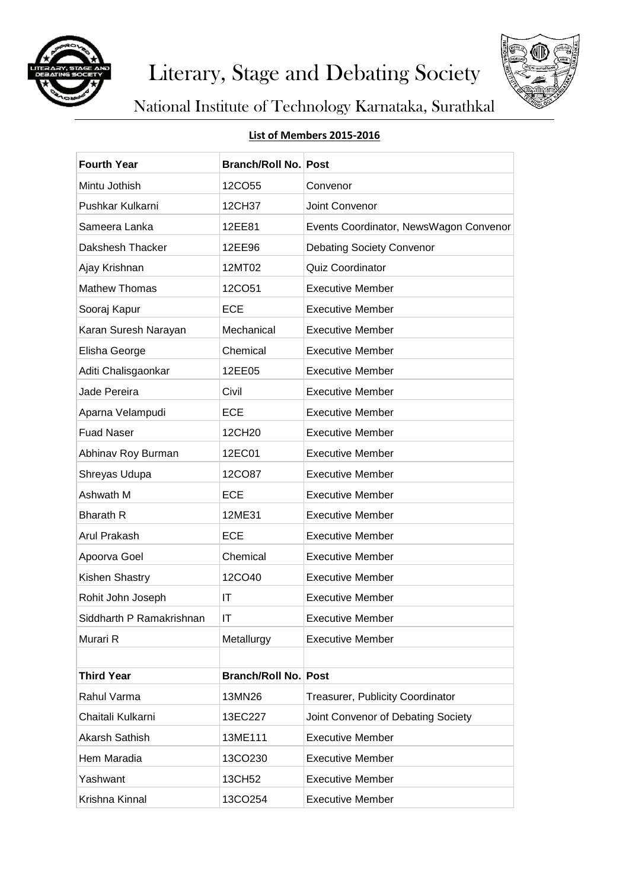# Literary, Stage and Debating Society

## National Institute of Technology Karnataka, Surathkal

**List of Members 2015-2016**

| Fourth Year | Branch/Roll No. | Post |
| --- | --- | --- |
| Mintu Jothish | 12CO55 | Convenor |
| Pushkar Kulkarni | 12CH37 | Joint Convenor |
| Sameera Lanka | 12EE81 | Events Coordinator, NewsWagon Convenor |
| Dakshesh Thacker | 12EE96 | Debating Society Convenor |
| Ajay Krishnan | 12MT02 | Quiz Coordinator |
| Mathew Thomas | 12CO51 | Executive Member |
| Sooraj Kapur | ECE | Executive Member |
| Karan Suresh Narayan | Mechanical | Executive Member |
| Elisha George | Chemical | Executive Member |
| Aditi Chalisgaonkar | 12EE05 | Executive Member |
| Jade Pereira | Civil | Executive Member |
| Aparna Velampudi | ECE | Executive Member |
| Fuad Naser | 12CH20 | Executive Member |
| Abhinav Roy Burman | 12EC01 | Executive Member |
| Shreyas Udupa | 12CO87 | Executive Member |
| Ashwath M | ECE | Executive Member |
| Bharath R | 12ME31 | Executive Member |
| Arul Prakash | ECE | Executive Member |
| Apoorva Goel | Chemical | Executive Member |
| Kishen Shastry | 12CO40 | Executive Member |
| Rohit John Joseph | IT | Executive Member |
| Siddharth P Ramakrishnan | IT | Executive Member |
| Murari R | Metallurgy | Executive Member |
| | | |
| **Third Year** | **Branch/Roll No.** | **Post** |
| Rahul Varma | 13MN26 | Treasurer, Publicity Coordinator |
| Chaitali Kulkarni | 13EC227 | Joint Convenor of Debating Society |
| Akarsh Sathish | 13ME111 | Executive Member |
| Hem Maradia | 13CO230 | Executive Member |
| Yashwant | 13CH52 | Executive Member |
| Krishna Kinnal | 13CO254 | Executive Member |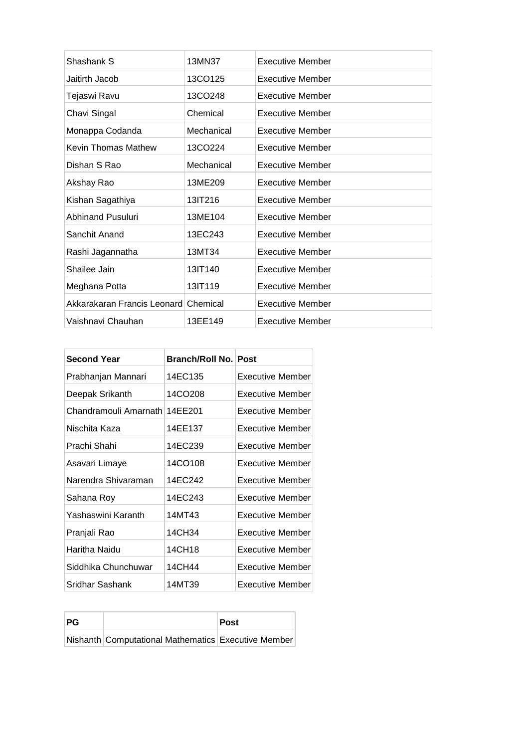| | | |
|---|---|---|
| Shashank S | 13MN37 | Executive Member |
| Jaitirth Jacob | 13CO125 | Executive Member |
| Tejaswi Ravu | 13CO248 | Executive Member |
| Chavi Singal | Chemical | Executive Member |
| Monappa Codanda | Mechanical | Executive Member |
| Kevin Thomas Mathew | 13CO224 | Executive Member |
| Dishan S Rao | Mechanical | Executive Member |
| Akshay Rao | 13ME209 | Executive Member |
| Kishan Sagathiya | 13IT216 | Executive Member |
| Abhinand Pusuluri | 13ME104 | Executive Member |
| Sanchit Anand | 13EC243 | Executive Member |
| Rashi Jagannatha | 13MT34 | Executive Member |
| Shailee Jain | 13IT140 | Executive Member |
| Meghana Potta | 13IT119 | Executive Member |
| Akkarakaran Francis Leonard | Chemical | Executive Member |
| Vaishnavi Chauhan | 13EE149 | Executive Member |

| **Second Year** | **Branch/Roll No.** | **Post** |
|---|---|---|
| Prabhanjan Mannari | 14EC135 | Executive Member |
| Deepak Srikanth | 14CO208 | Executive Member |
| Chandramouli Amarnath | 14EE201 | Executive Member |
| Nischita Kaza | 14EE137 | Executive Member |
| Prachi Shahi | 14EC239 | Executive Member |
| Asavari Limaye | 14CO108 | Executive Member |
| Narendra Shivaraman | 14EC242 | Executive Member |
| Sahana Roy | 14EC243 | Executive Member |
| Yashaswini Karanth | 14MT43 | Executive Member |
| Pranjali Rao | 14CH34 | Executive Member |
| Haritha Naidu | 14CH18 | Executive Member |
| Siddhika Chunchuwar | 14CH44 | Executive Member |
| Sridhar Sashank | 14MT39 | Executive Member |

| **PG** | | **Post** |
|---|---|---|
| Nishanth | Computational Mathematics | Executive Member |